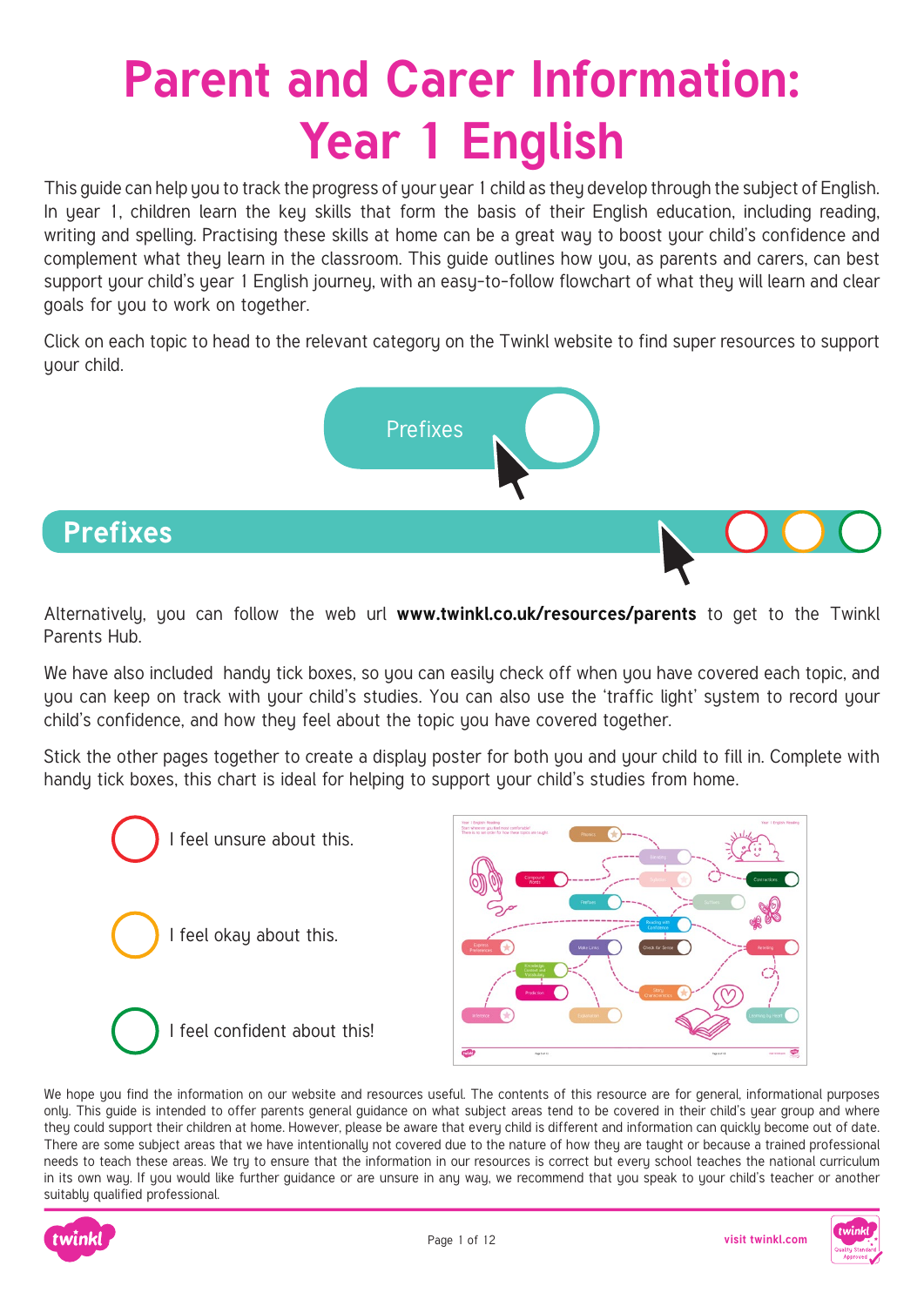# Parent and Carer Information: Year 1 English

This guide can help you to track the progress of your year 1 child as they develop through the subject of English. In year 1, children learn the key skills that form the basis of their English education, including reading, writing and spelling. Practising these skills at home can be a great way to boost your child's confidence and complement what they learn in the classroom. This guide outlines how you, as parents and carers, can best support your child's year 1 English journey, with an easy-to-follow flowchart of what they will learn and clear goals for you to work on together.

Click on each topic to head to the relevant category on the Twinkl website to find super resources to support your child.

Prefixes

## Prefixes

Alternatively, you can follow the web url **www.twinkl.co.uk/resources/parents** to get to the Twinkl Parents Hub.

We have also included handy tick boxes, so you can easily check off when you have covered each topic, and you can keep on track with your child's studies. You can also use the 'traffic light' system to record your child's confidence, and how they feel about the topic you have covered together.

Stick the other pages together to create a display poster for both you and your child to fill in. Complete with handy tick boxes, this chart is ideal for helping to support your child's studies from home.

- I feel unsure about this.
- I feel okay about this.
- I feel confident about this!

We hope you find the information on our website and resources useful. The contents of this resource are for general, informational purposes only. This guide is intended to offer parents general guidance on what subject areas tend to be covered in their child's year group and where they could support their children at home. However, please be aware that every child is different and information can quickly become out of date. There are some subject areas that we have intentionally not covered due to the nature of how they are taught or because a trained professional needs to teach these areas. We try to ensure that the information in our resources is correct but every school teaches the national curriculum in its own way. If you would like further guidance or are unsure in any way, we recommend that you speak to your child's teacher or another suitably qualified professional.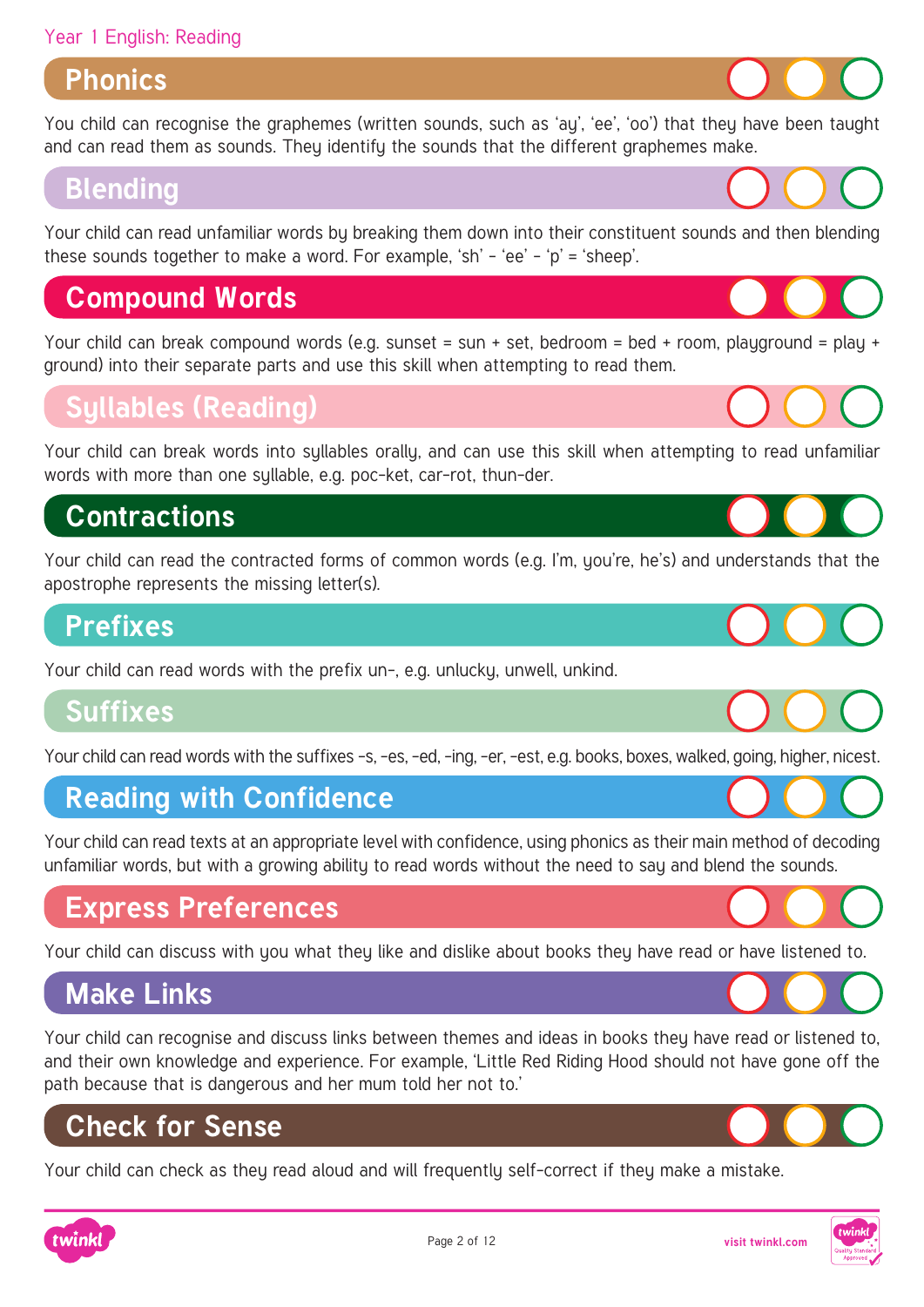Year 1 English: Reading

## Phonics

You child can recognise the graphemes (written sounds, such as 'ay', 'ee', 'oo') that they have been taught and can read them as sounds. They identify the sounds that the different graphemes make.

## Blending

Your child can read unfamiliar words by breaking them down into their constituent sounds and then blending these sounds together to make a word. For example, 'sh' - 'ee' - 'p' = 'sheep'.

## Compound Words

Your child can break compound words (e.g. sunset = sun + set, bedroom = bed + room, playground = play + ground) into their separate parts and use this skill when attempting to read them.

## Syllables (Reading)

Your child can break words into syllables orally, and can use this skill when attempting to read unfamiliar words with more than one syllable, e.g. poc-ket, car-rot, thun-der.

## Contractions

Your child can read the contracted forms of common words (e.g. I'm, you're, he's) and understands that the apostrophe represents the missing letter(s).

## Prefixes

Your child can read words with the prefix un-, e.g. unlucky, unwell, unkind.

## Suffixes

Your child can read words with the suffixes -s, -es, -ed, -ing, -er, -est, e.g. books, boxes, walked, going, higher, nicest.

## Reading with Confidence

Your child can read texts at an appropriate level with confidence, using phonics as their main method of decoding unfamiliar words, but with a growing ability to read words without the need to say and blend the sounds.

## Express Preferences

Your child can discuss with you what they like and dislike about books they have read or have listened to.

## Make Links

Your child can recognise and discuss links between themes and ideas in books they have read or listened to, and their own knowledge and experience. For example, 'Little Red Riding Hood should not have gone off the path because that is dangerous and her mum told her not to.'

## Check for Sense

Your child can check as they read aloud and will frequently self-correct if they make a mistake.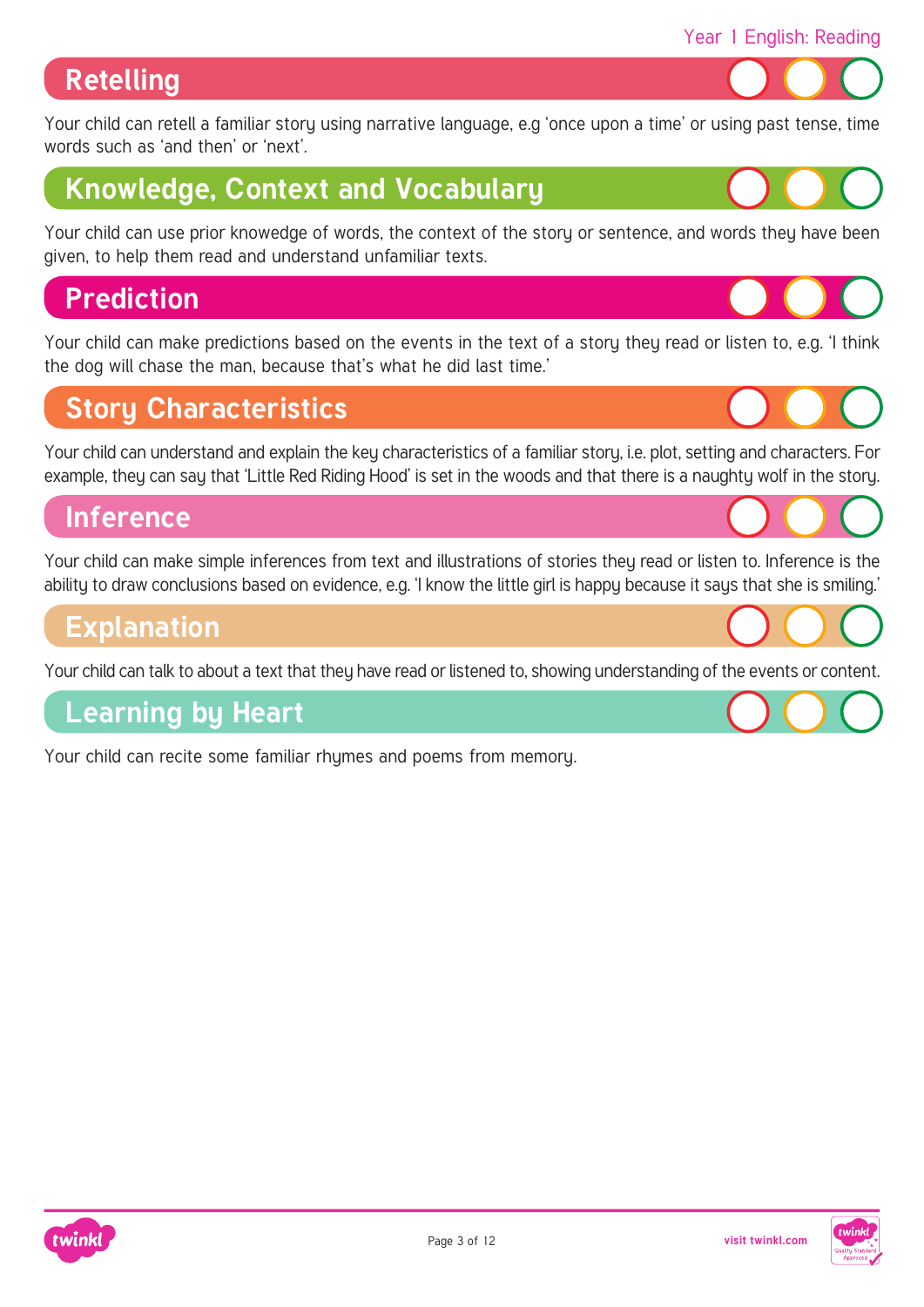## Retelling

Your child can retell a familiar story using narrative language, e.g 'once upon a time' or using past tense, time words such as 'and then' or 'next'.

## Knowledge, Context and Vocabulary

Your child can use prior knowedge of words, the context of the story or sentence, and words they have been given, to help them read and understand unfamiliar texts.

## Prediction

Your child can make predictions based on the events in the text of a story they read or listen to, e.g. 'I think the dog will chase the man, because that's what he did last time.'

## Story Characteristics

Your child can understand and explain the key characteristics of a familiar story, i.e. plot, setting and characters. For example, they can say that 'Little Red Riding Hood' is set in the woods and that there is a naughty wolf in the story.

## Inference

Your child can make simple inferences from text and illustrations of stories they read or listen to. Inference is the ability to draw conclusions based on evidence, e.g. 'I know the little girl is happy because it says that she is smiling.'

## Explanation

Your child can talk to about a text that they have read or listened to, showing understanding of the events or content.

## Learning by Heart

Your child can recite some familiar rhymes and poems from memory.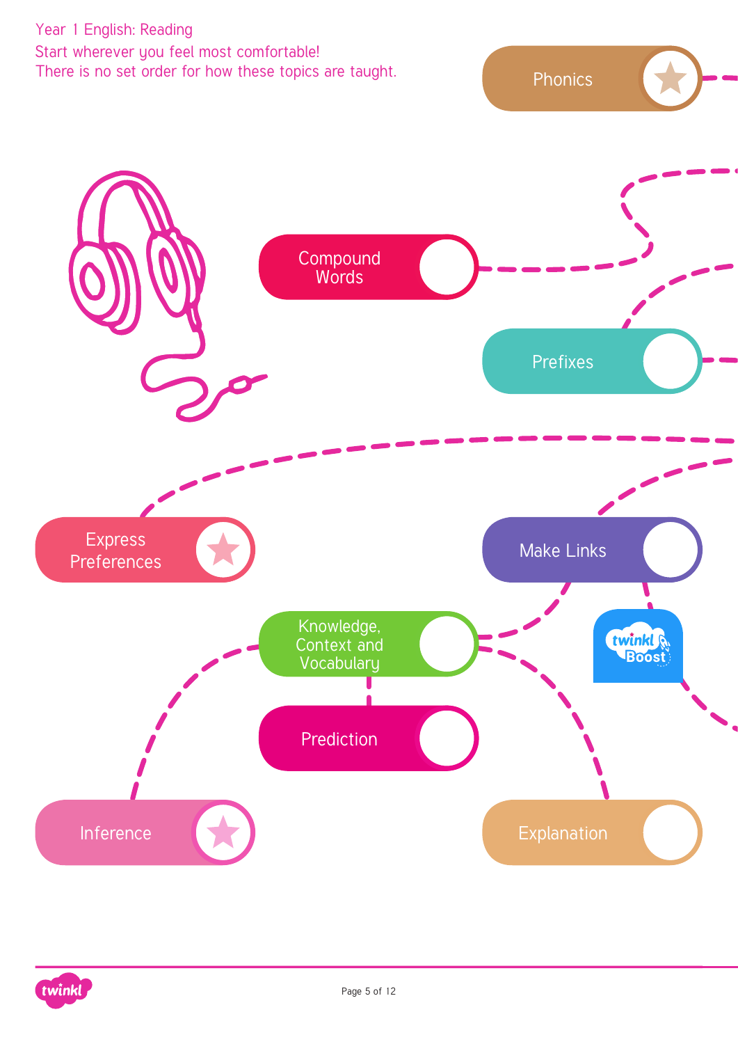Year 1 English: Reading

Start wherever you feel most comfortable!

There is no set order for how these topics are taught.

- Phonics
- Compound Words
- Prefixes
- Express Preferences
- Make Links
- Knowledge, Context and Vocabulary
- Prediction
- Inference
- Explanation

twinkl Boost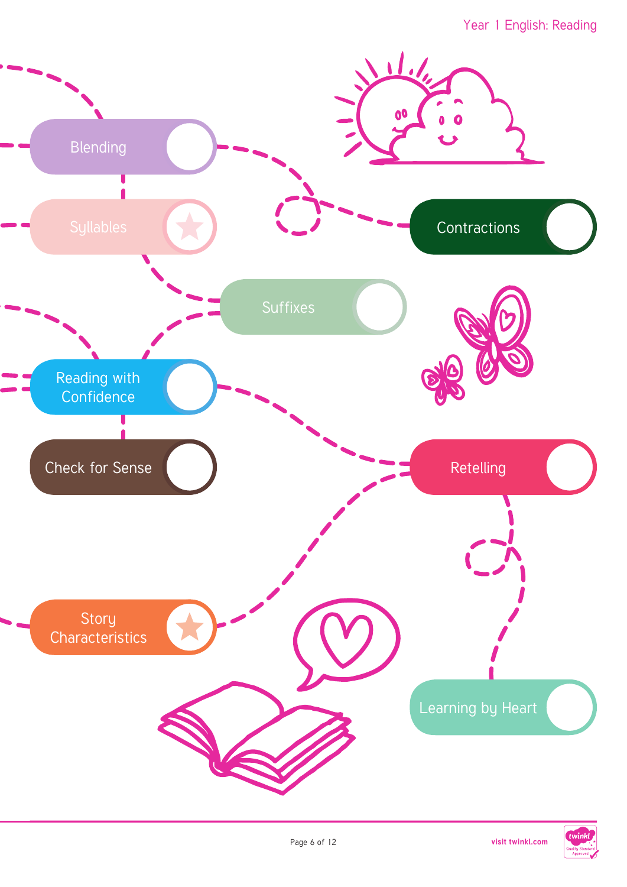Blending

Syllables

Contractions

Suffixes

Reading with Confidence

Check for Sense

Retelling

Story Characteristics

Learning by Heart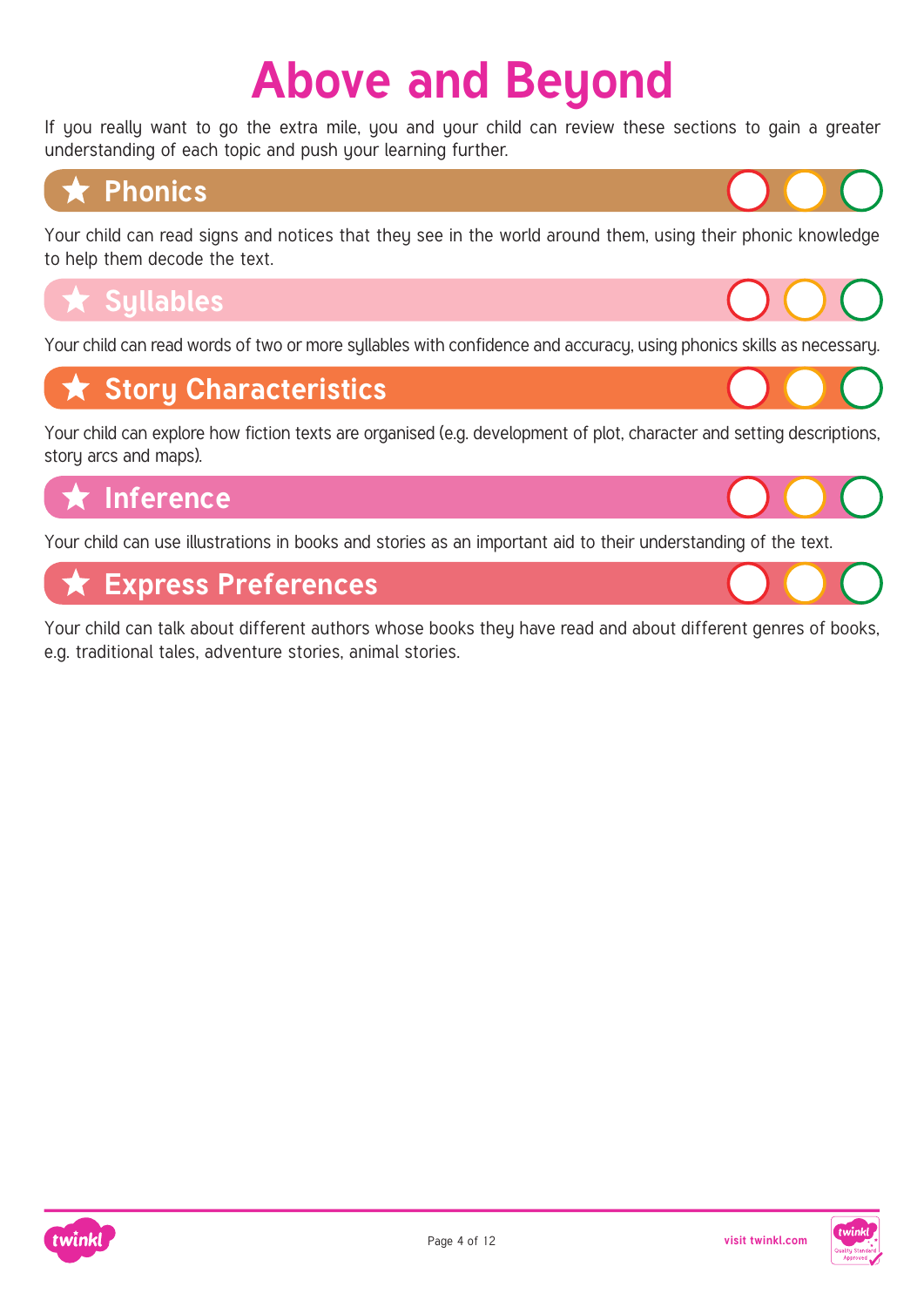# Above and Beyond

If you really want to go the extra mile, you and your child can review these sections to gain a greater understanding of each topic and push your learning further.

## ★ Phonics

Your child can read signs and notices that they see in the world around them, using their phonic knowledge to help them decode the text.

## ★ Syllables

Your child can read words of two or more syllables with confidence and accuracy, using phonics skills as necessary.

## ★ Story Characteristics

Your child can explore how fiction texts are organised (e.g. development of plot, character and setting descriptions, story arcs and maps).

## ★ Inference

Your child can use illustrations in books and stories as an important aid to their understanding of the text.

## ★ Express Preferences

Your child can talk about different authors whose books they have read and about different genres of books, e.g. traditional tales, adventure stories, animal stories.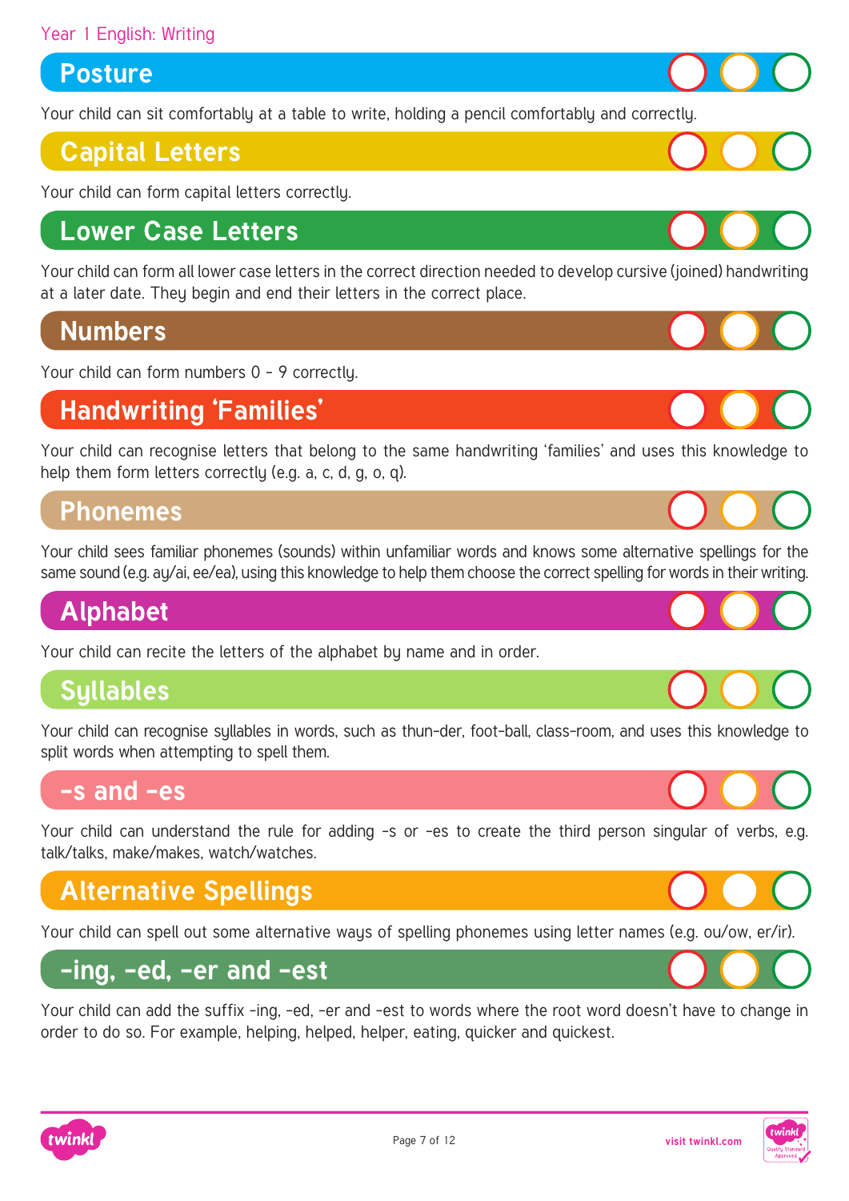Year 1 English: Writing

## Posture

Your child can sit comfortably at a table to write, holding a pencil comfortably and correctly.

## Capital Letters

Your child can form capital letters correctly.

## Lower Case Letters

Your child can form all lower case letters in the correct direction needed to develop cursive (joined) handwriting at a later date. They begin and end their letters in the correct place.

## Numbers

Your child can form numbers 0 – 9 correctly.

## Handwriting 'Families'

Your child can recognise letters that belong to the same handwriting 'families' and uses this knowledge to help them form letters correctly (e.g. a, c, d, g, o, q).

## Phonemes

Your child sees familiar phonemes (sounds) within unfamiliar words and knows some alternative spellings for the same sound (e.g. ay/ai, ee/ea), using this knowledge to help them choose the correct spelling for words in their writing.

## Alphabet

Your child can recite the letters of the alphabet by name and in order.

## Syllables

Your child can recognise syllables in words, such as thun-der, foot-ball, class-room, and uses this knowledge to split words when attempting to spell them.

## -s and -es

Your child can understand the rule for adding -s or -es to create the third person singular of verbs, e.g. talk/talks, make/makes, watch/watches.

## Alternative Spellings

Your child can spell out some alternative ways of spelling phonemes using letter names (e.g. ou/ow, er/ir).

## -ing, -ed, -er and -est

Your child can add the suffix -ing, -ed, -er and -est to words where the root word doesn't have to change in order to do so. For example, helping, helped, helper, eating, quicker and quickest.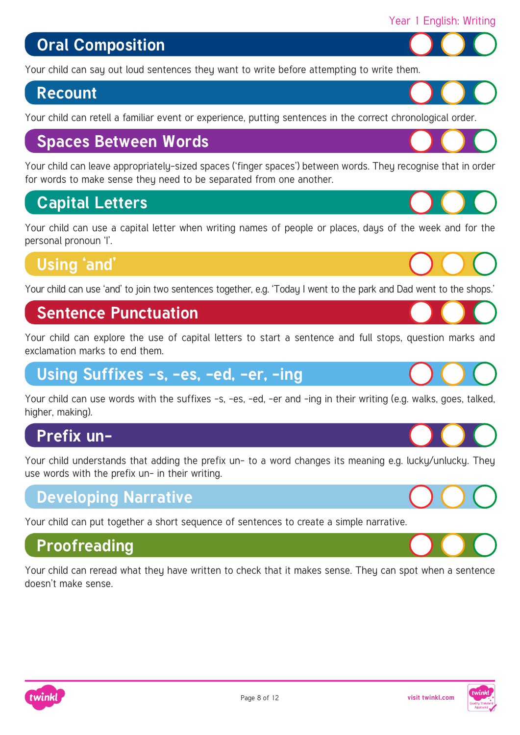Year 1 English: Writing

## Oral Composition

Your child can say out loud sentences they want to write before attempting to write them.

## Recount

Your child can retell a familiar event or experience, putting sentences in the correct chronological order.

## Spaces Between Words

Your child can leave appropriately-sized spaces ('finger spaces') between words. They recognise that in order for words to make sense they need to be separated from one another.

## Capital Letters

Your child can use a capital letter when writing names of people or places, days of the week and for the personal pronoun 'I'.

## Using 'and'

Your child can use 'and' to join two sentences together, e.g. 'Today I went to the park and Dad went to the shops.'

## Sentence Punctuation

Your child can explore the use of capital letters to start a sentence and full stops, question marks and exclamation marks to end them.

## Using Suffixes -s, -es, -ed, -er, -ing

Your child can use words with the suffixes -s, -es, -ed, -er and -ing in their writing (e.g. walks, goes, talked, higher, making).

## Prefix un-

Your child understands that adding the prefix un- to a word changes its meaning e.g. lucky/unlucky. They use words with the prefix un- in their writing.

## Developing Narrative

Your child can put together a short sequence of sentences to create a simple narrative.

## Proofreading

Your child can reread what they have written to check that it makes sense. They can spot when a sentence doesn't make sense.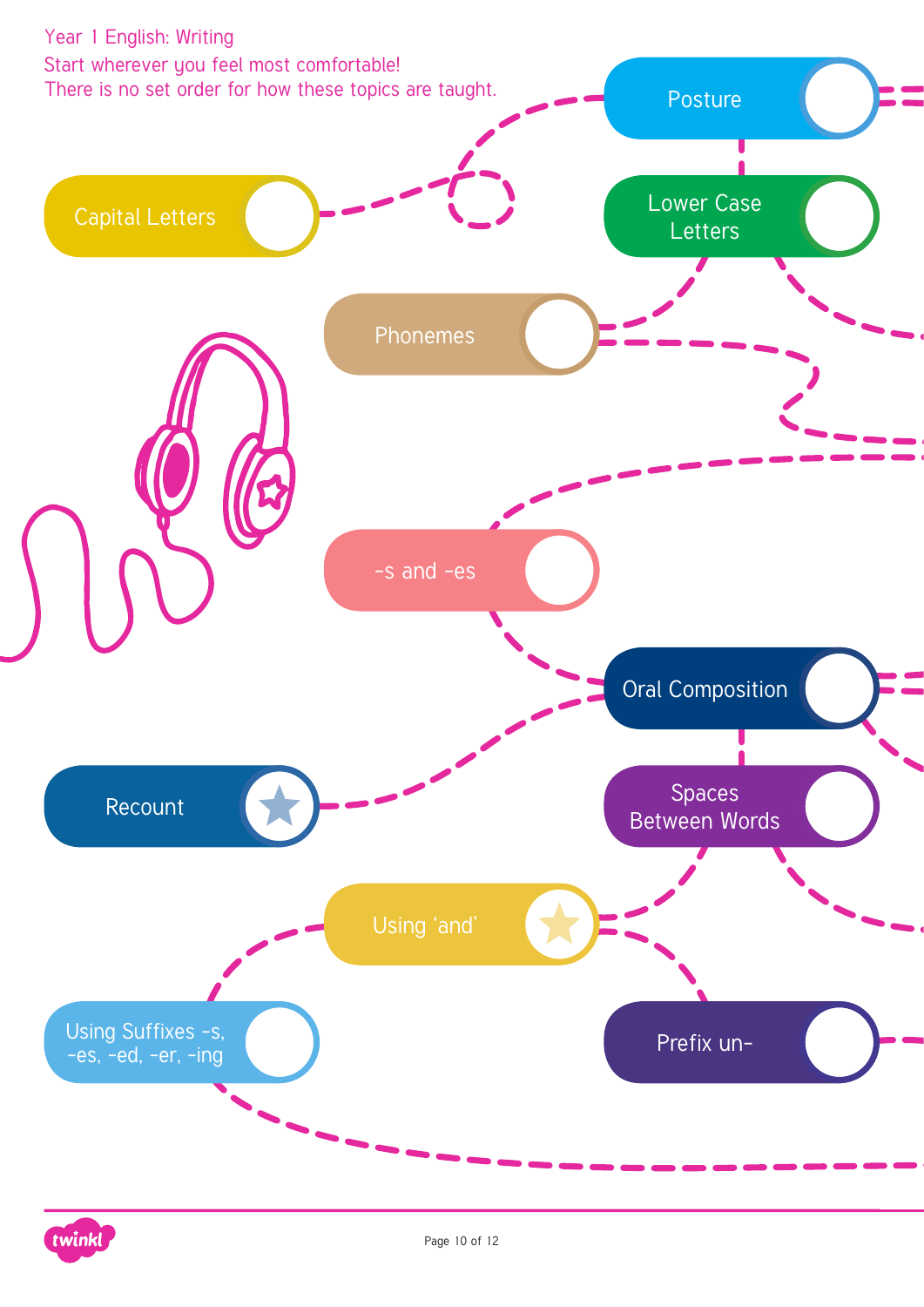Year 1 English: Writing

Start wherever you feel most comfortable!

There is no set order for how these topics are taught.

- Posture
- Capital Letters
- Lower Case Letters
- Phonemes
- -s and -es
- Oral Composition
- Recount
- Spaces Between Words
- Using 'and'
- Using Suffixes -s, -es, -ed, -er, -ing
- Prefix un-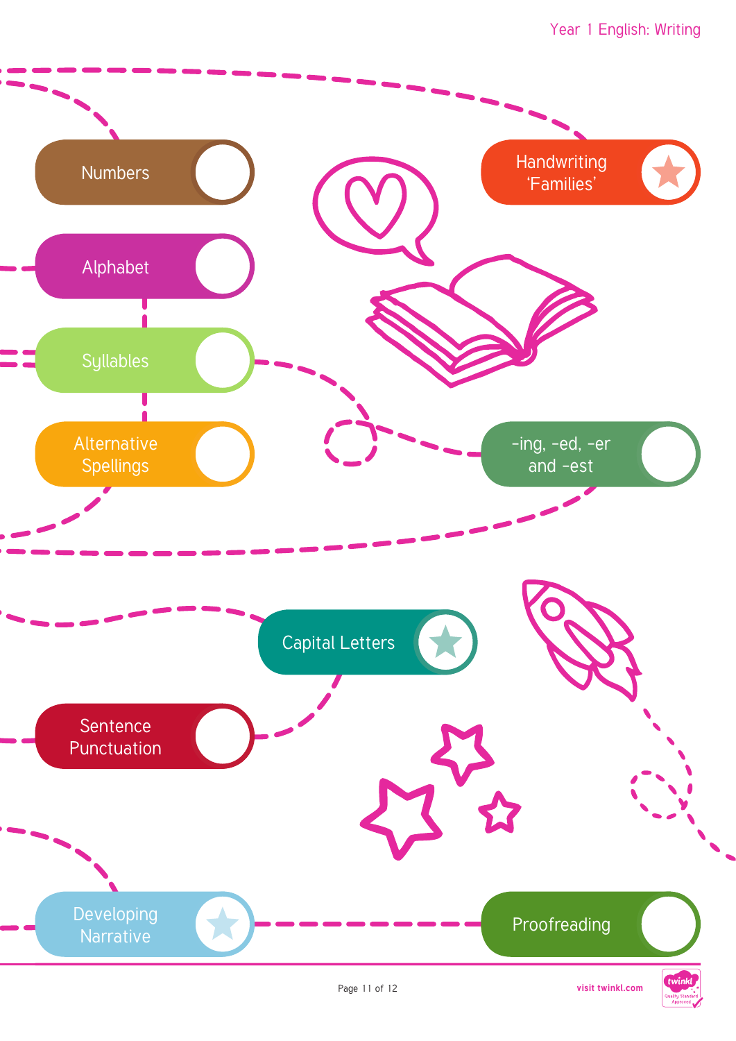Numbers

Handwriting 'Families'

Alphabet

Syllables

Alternative Spellings

-ing, -ed, -er and -est

Capital Letters

Sentence Punctuation

Developing Narrative

Proofreading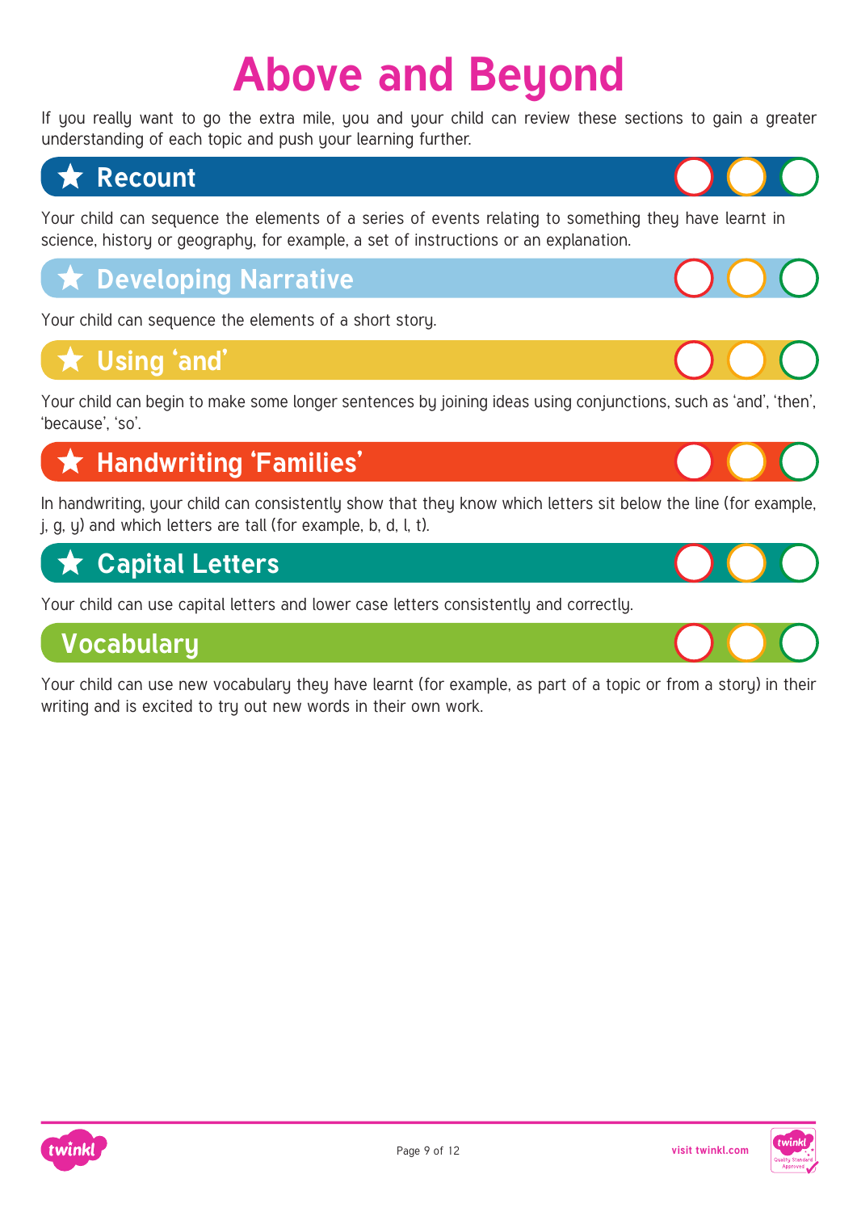# Above and Beyond

If you really want to go the extra mile, you and your child can review these sections to gain a greater understanding of each topic and push your learning further.

## ★ Recount

Your child can sequence the elements of a series of events relating to something they have learnt in science, history or geography, for example, a set of instructions or an explanation.

## ★ Developing Narrative

Your child can sequence the elements of a short story.

## ★ Using 'and'

Your child can begin to make some longer sentences by joining ideas using conjunctions, such as 'and', 'then', 'because', 'so'.

## ★ Handwriting 'Families'

In handwriting, your child can consistently show that they know which letters sit below the line (for example, j, g, y) and which letters are tall (for example, b, d, l, t).

## ★ Capital Letters

Your child can use capital letters and lower case letters consistently and correctly.

## Vocabulary

Your child can use new vocabulary they have learnt (for example, as part of a topic or from a story) in their writing and is excited to try out new words in their own work.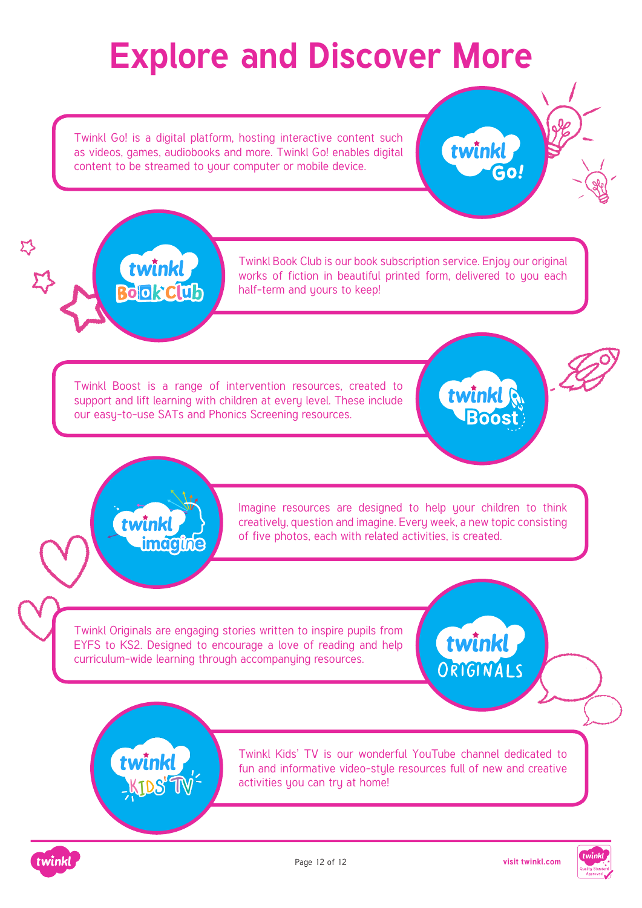# Explore and Discover More

Twinkl Go! is a digital platform, hosting interactive content such as videos, games, audiobooks and more. Twinkl Go! enables digital content to be streamed to your computer or mobile device.

Twinkl Book Club is our book subscription service. Enjoy our original works of fiction in beautiful printed form, delivered to you each half-term and yours to keep!

Twinkl Boost is a range of intervention resources, created to support and lift learning with children at every level. These include our easy-to-use SATs and Phonics Screening resources.

Imagine resources are designed to help your children to think creatively, question and imagine. Every week, a new topic consisting of five photos, each with related activities, is created.

Twinkl Originals are engaging stories written to inspire pupils from EYFS to KS2. Designed to encourage a love of reading and help curriculum-wide learning through accompanying resources.

Twinkl Kids' TV is our wonderful YouTube channel dedicated to fun and informative video-style resources full of new and creative activities you can try at home!